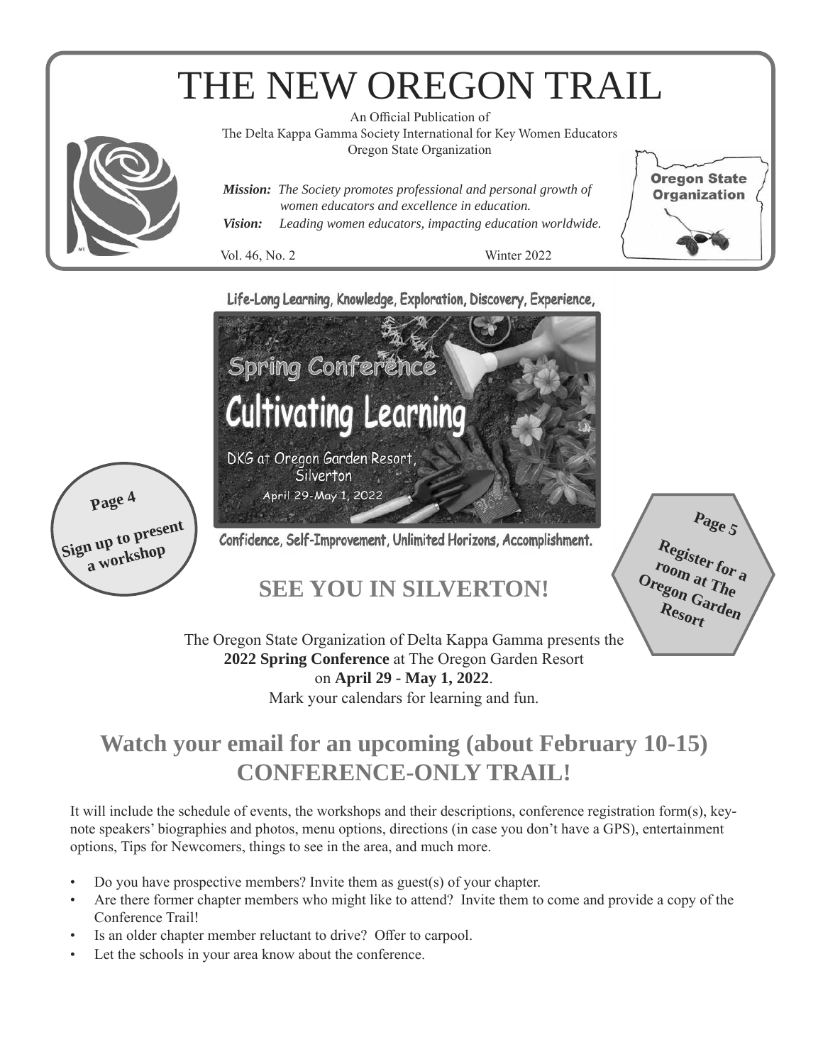# THE NEW OREGON TRAIL

An Official Publication of
The Delta Kappa Gamma Society International for Key Women Educators
Oregon State Organization

***Mission:*** *The Society promotes professional and personal growth of women educators and excellence in education.*
***Vision:*** *Leading women educators, impacting education worldwide.*

Vol. 46, No. 2 Winter 2022

Oregon State Organization

Life-Long Learning, Knowledge, Exploration, Discovery, Experience,

Spring Conference

Cultivating Learning

DKG at Oregon Garden Resort, Silverton

April 29-May 1, 2022

Confidence, Self-Improvement, Unlimited Horizons, Accomplishment.

**Page 4**
**Sign up to present a workshop**

**Page 5**
**Register for a room at The Oregon Garden Resort**

## SEE YOU IN SILVERTON!

The Oregon State Organization of Delta Kappa Gamma presents the **2022 Spring Conference** at The Oregon Garden Resort on **April 29 - May 1, 2022**.
Mark your calendars for learning and fun.

## Watch your email for an upcoming (about February 10-15) CONFERENCE-ONLY TRAIL!

It will include the schedule of events, the workshops and their descriptions, conference registration form(s), keynote speakers' biographies and photos, menu options, directions (in case you don't have a GPS), entertainment options, Tips for Newcomers, things to see in the area, and much more.

- Do you have prospective members? Invite them as guest(s) of your chapter.
- Are there former chapter members who might like to attend? Invite them to come and provide a copy of the Conference Trail!
- Is an older chapter member reluctant to drive? Offer to carpool.
- Let the schools in your area know about the conference.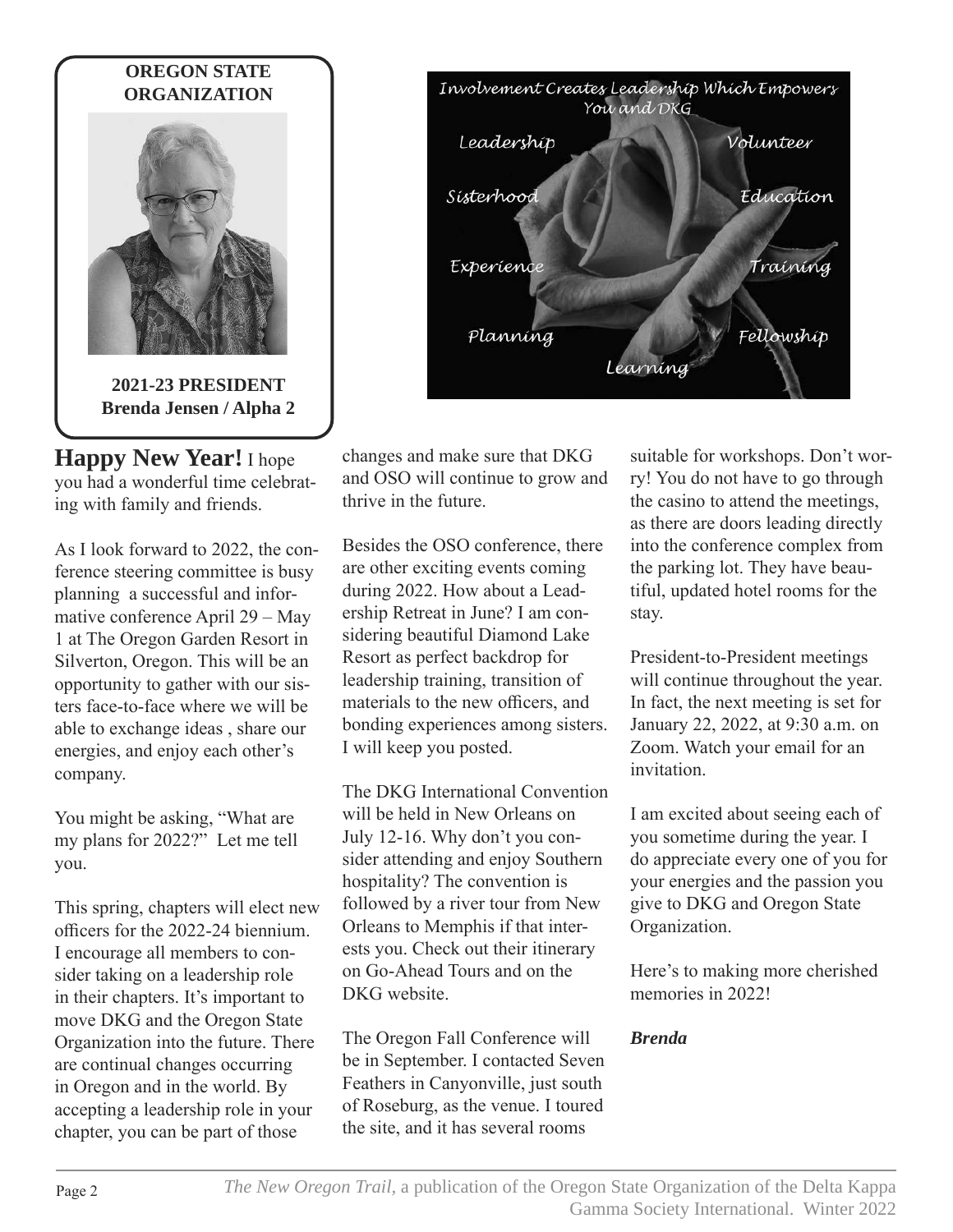**OREGON STATE ORGANIZATION**

**2021-23 PRESIDENT**
**Brenda Jensen / Alpha 2**

Involvement Creates Leadership Which Empowers You and DKG

Leadership · Volunteer · Sisterhood · Education · Experience · Training · Planning · Fellowship · Learning

**Happy New Year!** I hope you had a wonderful time celebrating with family and friends.

As I look forward to 2022, the conference steering committee is busy planning a successful and informative conference April 29 – May 1 at The Oregon Garden Resort in Silverton, Oregon. This will be an opportunity to gather with our sisters face-to-face where we will be able to exchange ideas , share our energies, and enjoy each other's company.

You might be asking, "What are my plans for 2022?" Let me tell you.

This spring, chapters will elect new officers for the 2022-24 biennium. I encourage all members to consider taking on a leadership role in their chapters. It's important to move DKG and the Oregon State Organization into the future. There are continual changes occurring in Oregon and in the world. By accepting a leadership role in your chapter, you can be part of those changes and make sure that DKG and OSO will continue to grow and thrive in the future.

Besides the OSO conference, there are other exciting events coming during 2022. How about a Leadership Retreat in June? I am considering beautiful Diamond Lake Resort as perfect backdrop for leadership training, transition of materials to the new officers, and bonding experiences among sisters. I will keep you posted.

The DKG International Convention will be held in New Orleans on July 12-16. Why don't you consider attending and enjoy Southern hospitality? The convention is followed by a river tour from New Orleans to Memphis if that interests you. Check out their itinerary on Go-Ahead Tours and on the DKG website.

The Oregon Fall Conference will be in September. I contacted Seven Feathers in Canyonville, just south of Roseburg, as the venue. I toured the site, and it has several rooms suitable for workshops. Don't worry! You do not have to go through the casino to attend the meetings, as there are doors leading directly into the conference complex from the parking lot. They have beautiful, updated hotel rooms for the stay.

President-to-President meetings will continue throughout the year. In fact, the next meeting is set for January 22, 2022, at 9:30 a.m. on Zoom. Watch your email for an invitation.

I am excited about seeing each of you sometime during the year. I do appreciate every one of you for your energies and the passion you give to DKG and Oregon State Organization.

Here's to making more cherished memories in 2022!

***Brenda***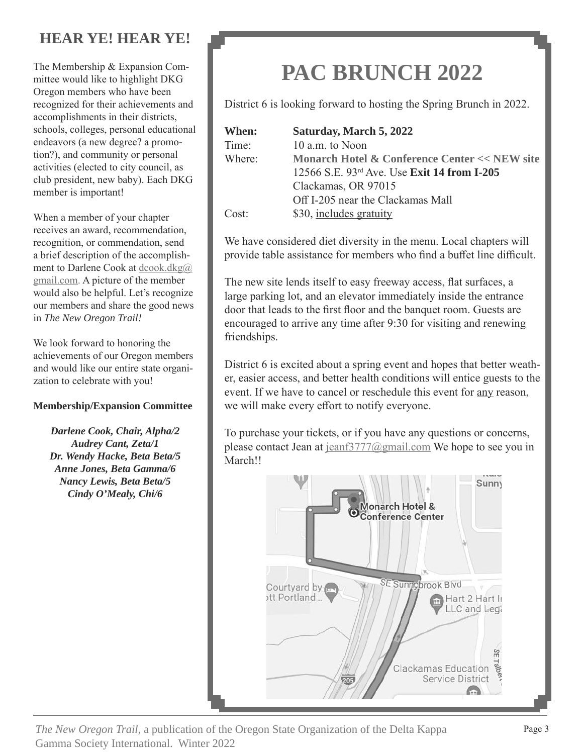## HEAR YE! HEAR YE!

The Membership & Expansion Committee would like to highlight DKG Oregon members who have been recognized for their achievements and accomplishments in their districts, schools, colleges, personal educational endeavors (a new degree? a promotion?), and community or personal activities (elected to city council, as club president, new baby). Each DKG member is important!

When a member of your chapter receives an award, recommendation, recognition, or commendation, send a brief description of the accomplishment to Darlene Cook at dcook.dkg@gmail.com. A picture of the member would also be helpful. Let's recognize our members and share the good news in *The New Oregon Trail!*

We look forward to honoring the achievements of our Oregon members and would like our entire state organization to celebrate with you!

**Membership/Expansion Committee**

***Darlene Cook, Chair, Alpha/2***
***Audrey Cant, Zeta/1***
***Dr. Wendy Hacke, Beta Beta/5***
***Anne Jones, Beta Gamma/6***
***Nancy Lewis, Beta Beta/5***
***Cindy O'Mealy, Chi/6***

# PAC BRUNCH 2022

District 6 is looking forward to hosting the Spring Brunch in 2022.

**When:** **Saturday, March 5, 2022**
Time: 10 a.m. to Noon
Where: **Monarch Hotel & Conference Center << NEW site**
12566 S.E. 93rd Ave. Use **Exit 14 from I-205**
Clackamas, OR 97015
Off I-205 near the Clackamas Mall
Cost: $30, includes gratuity

We have considered diet diversity in the menu. Local chapters will provide table assistance for members who find a buffet line difficult.

The new site lends itself to easy freeway access, flat surfaces, a large parking lot, and an elevator immediately inside the entrance door that leads to the first floor and the banquet room. Guests are encouraged to arrive any time after 9:30 for visiting and renewing friendships.

District 6 is excited about a spring event and hopes that better weather, easier access, and better health conditions will entice guests to the event. If we have to cancel or reschedule this event for any reason, we will make every effort to notify everyone.

To purchase your tickets, or if you have any questions or concerns, please contact Jean at jeanf3777@gmail.com We hope to see you in March!!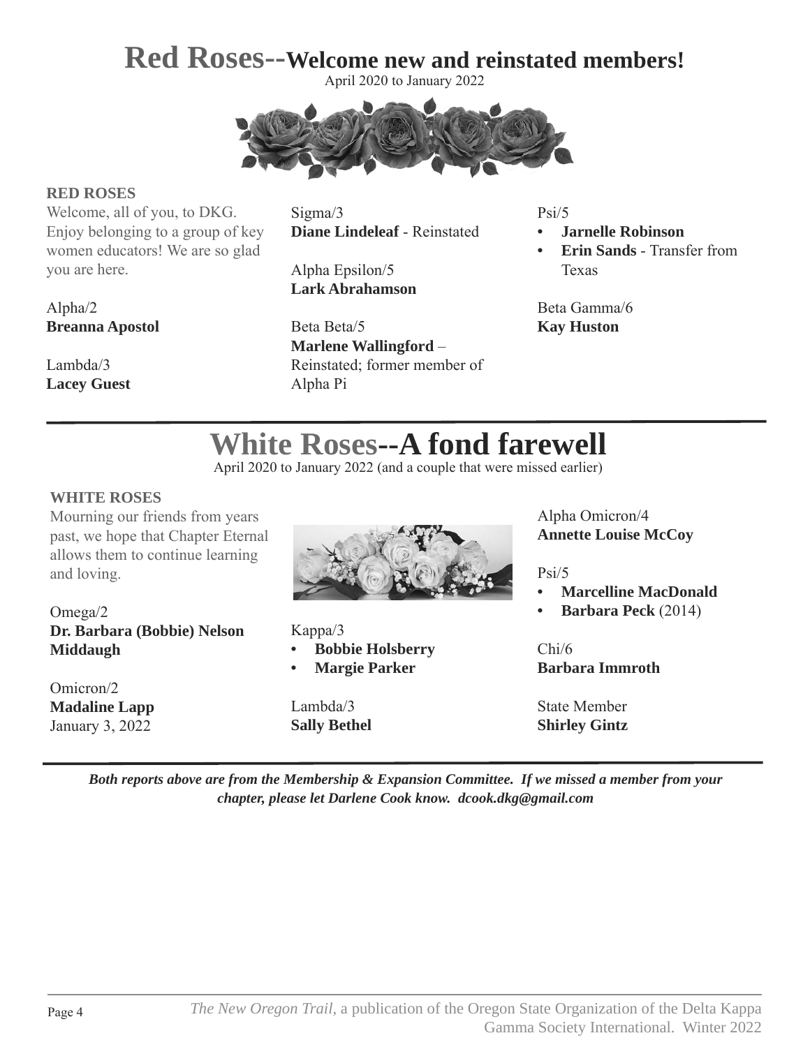# Red Roses--Welcome new and reinstated members!

April 2020 to January 2022

**RED ROSES**

Welcome, all of you, to DKG. Enjoy belonging to a group of key women educators! We are so glad you are here.

Alpha/2
**Breanna Apostol**

Lambda/3
**Lacey Guest**

Sigma/3
**Diane Lindeleaf** - Reinstated

Alpha Epsilon/5
**Lark Abrahamson**

Beta Beta/5
**Marlene Wallingford** – Reinstated; former member of Alpha Pi

Psi/5

- **Jarnelle Robinson**
- **Erin Sands** - Transfer from Texas

Beta Gamma/6
**Kay Huston**

# White Roses--A fond farewell

April 2020 to January 2022 (and a couple that were missed earlier)

**WHITE ROSES**

Mourning our friends from years past, we hope that Chapter Eternal allows them to continue learning and loving.

Omega/2
**Dr. Barbara (Bobbie) Nelson Middaugh**

Omicron/2
**Madaline Lapp**
January 3, 2022

Kappa/3

- **Bobbie Holsberry**
- **Margie Parker**

Lambda/3
**Sally Bethel**

Alpha Omicron/4
**Annette Louise McCoy**

Psi/5

- **Marcelline MacDonald**
- **Barbara Peck** (2014)

Chi/6
**Barbara Immroth**

State Member
**Shirley Gintz**

***Both reports above are from the Membership & Expansion Committee. If we missed a member from your chapter, please let Darlene Cook know. dcook.dkg@gmail.com***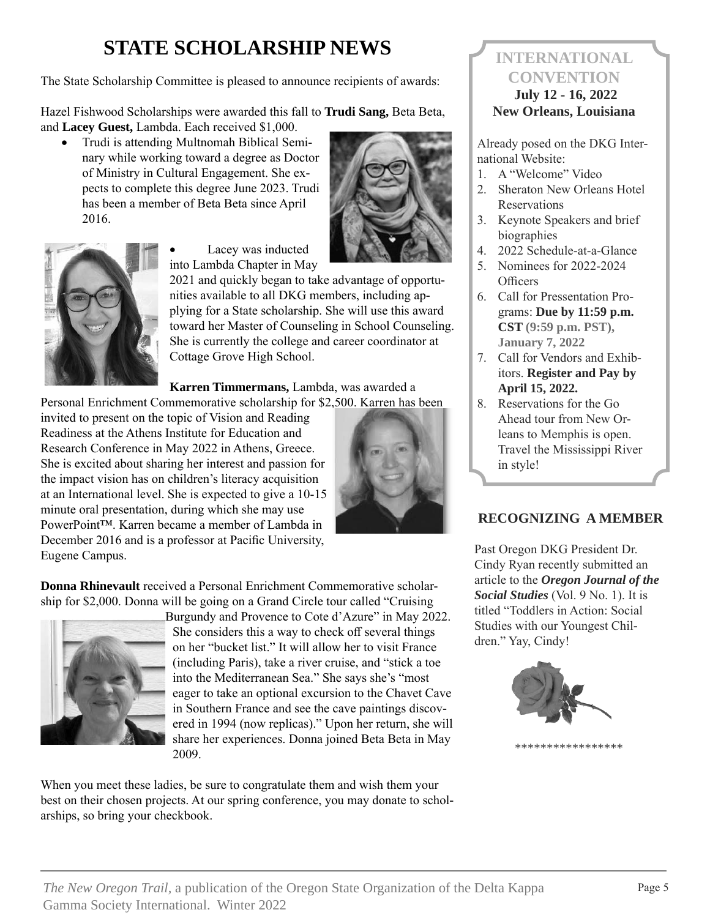# STATE SCHOLARSHIP NEWS

The State Scholarship Committee is pleased to announce recipients of awards:

Hazel Fishwood Scholarships were awarded this fall to **Trudi Sang,** Beta Beta, and **Lacey Guest,** Lambda. Each received $1,000.

- Trudi is attending Multnomah Biblical Seminary while working toward a degree as Doctor of Ministry in Cultural Engagement. She expects to complete this degree June 2023. Trudi has been a member of Beta Beta since April 2016.
- Lacey was inducted into Lambda Chapter in May 2021 and quickly began to take advantage of opportunities available to all DKG members, including applying for a State scholarship. She will use this award toward her Master of Counseling in School Counseling. She is currently the college and career coordinator at Cottage Grove High School.

**Karren Timmermans,** Lambda, was awarded a Personal Enrichment Commemorative scholarship for $2,500. Karren has been invited to present on the topic of Vision and Reading Readiness at the Athens Institute for Education and Research Conference in May 2022 in Athens, Greece. She is excited about sharing her interest and passion for the impact vision has on children's literacy acquisition at an International level. She is expected to give a 10-15 minute oral presentation, during which she may use PowerPoint™. Karren became a member of Lambda in December 2016 and is a professor at Pacific University, Eugene Campus.

**Donna Rhinevault** received a Personal Enrichment Commemorative scholarship for $2,000. Donna will be going on a Grand Circle tour called "Cruising Burgundy and Provence to Cote d'Azure" in May 2022. She considers this a way to check off several things on her "bucket list." It will allow her to visit France (including Paris), take a river cruise, and "stick a toe into the Mediterranean Sea." She says she's "most eager to take an optional excursion to the Chavet Cave in Southern France and see the cave paintings discovered in 1994 (now replicas)." Upon her return, she will share her experiences. Donna joined Beta Beta in May 2009.

When you meet these ladies, be sure to congratulate them and wish them your best on their chosen projects. At our spring conference, you may donate to scholarships, so bring your checkbook.

## INTERNATIONAL CONVENTION

**July 12 - 16, 2022**
**New Orleans, Louisiana**

Already posed on the DKG International Website:

1. A "Welcome" Video
2. Sheraton New Orleans Hotel Reservations
3. Keynote Speakers and brief biographies
4. 2022 Schedule-at-a-Glance
5. Nominees for 2022-2024 Officers
6. Call for Pressentation Programs: **Due by 11:59 p.m. CST (9:59 p.m. PST), January 7, 2022**
7. Call for Vendors and Exhibitors. **Register and Pay by April 15, 2022.**
8. Reservations for the Go Ahead tour from New Orleans to Memphis is open. Travel the Mississippi River in style!

## RECOGNIZING A MEMBER

Past Oregon DKG President Dr. Cindy Ryan recently submitted an article to the ***Oregon Journal of the Social Studies*** (Vol. 9 No. 1). It is titled "Toddlers in Action: Social Studies with our Youngest Children." Yay, Cindy!

\*\*\*\*\*\*\*\*\*\*\*\*\*\*\*\*\*

*The New Oregon Trail*, a publication of the Oregon State Organization of the Delta Kappa Gamma Society International. Winter 2022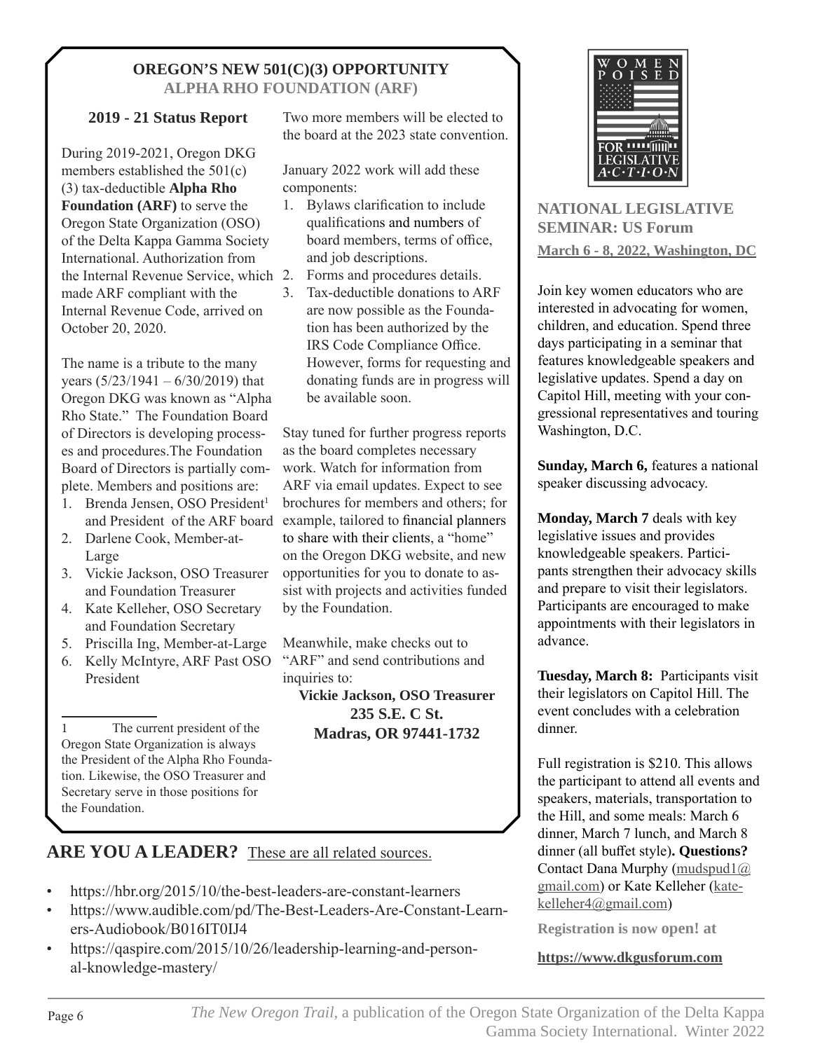## OREGON'S NEW 501(C)(3) OPPORTUNITY

### ALPHA RHO FOUNDATION (ARF)

**2019 - 21 Status Report**

During 2019-2021, Oregon DKG members established the 501(c)(3) tax-deductible **Alpha Rho Foundation (ARF)** to serve the Oregon State Organization (OSO) of the Delta Kappa Gamma Society International. Authorization from the Internal Revenue Service, which made ARF compliant with the Internal Revenue Code, arrived on October 20, 2020.

The name is a tribute to the many years (5/23/1941 – 6/30/2019) that Oregon DKG was known as "Alpha Rho State." The Foundation Board of Directors is developing processes and procedures.The Foundation Board of Directors is partially complete. Members and positions are:

1. Brenda Jensen, OSO President[1] and President of the ARF board
2. Darlene Cook, Member-at-Large
3. Vickie Jackson, OSO Treasurer and Foundation Treasurer
4. Kate Kelleher, OSO Secretary and Foundation Secretary
5. Priscilla Ing, Member-at-Large
6. Kelly McIntyre, ARF Past OSO President

[1] The current president of the Oregon State Organization is always the President of the Alpha Rho Foundation. Likewise, the OSO Treasurer and Secretary serve in those positions for the Foundation.

Two more members will be elected to the board at the 2023 state convention.

January 2022 work will add these components:

1. Bylaws clarification to include qualifications and numbers of board members, terms of office, and job descriptions.
2. Forms and procedures details.
3. Tax-deductible donations to ARF are now possible as the Foundation has been authorized by the IRS Code Compliance Office. However, forms for requesting and donating funds are in progress will be available soon.

Stay tuned for further progress reports as the board completes necessary work. Watch for information from ARF via email updates. Expect to see brochures for members and others; for example, tailored to financial planners to share with their clients, a "home" on the Oregon DKG website, and new opportunities for you to donate to assist with projects and activities funded by the Foundation.

Meanwhile, make checks out to "ARF" and send contributions and inquiries to:

**Vickie Jackson, OSO Treasurer**
**235 S.E. C St.**
**Madras, OR 97441-1732**

## ARE YOU A LEADER? These are all related sources.

- https://hbr.org/2015/10/the-best-leaders-are-constant-learners
- https://www.audible.com/pd/The-Best-Leaders-Are-Constant-Learners-Audiobook/B016IT0IJ4
- https://qaspire.com/2015/10/26/leadership-learning-and-personal-knowledge-mastery/

WOMEN POISED FOR LEGISLATIVE A·C·T·I·O·N

## NATIONAL LEGISLATIVE SEMINAR: US Forum

**March 6 - 8, 2022, Washington, DC**

Join key women educators who are interested in advocating for women, children, and education. Spend three days participating in a seminar that features knowledgeable speakers and legislative updates. Spend a day on Capitol Hill, meeting with your congressional representatives and touring Washington, D.C.

**Sunday, March 6,** features a national speaker discussing advocacy.

**Monday, March 7** deals with key legislative issues and provides knowledgeable speakers. Participants strengthen their advocacy skills and prepare to visit their legislators. Participants are encouraged to make appointments with their legislators in advance.

**Tuesday, March 8:** Participants visit their legislators on Capitol Hill. The event concludes with a celebration dinner.

Full registration is $210. This allows the participant to attend all events and speakers, materials, transportation to the Hill, and some meals: March 6 dinner, March 7 lunch, and March 8 dinner (all buffet style)**. Questions?** Contact Dana Murphy (mudspud1@gmail.com) or Kate Kelleher (katekelleher4@gmail.com)

**Registration is now open! at**

**https://www.dkgusforum.com**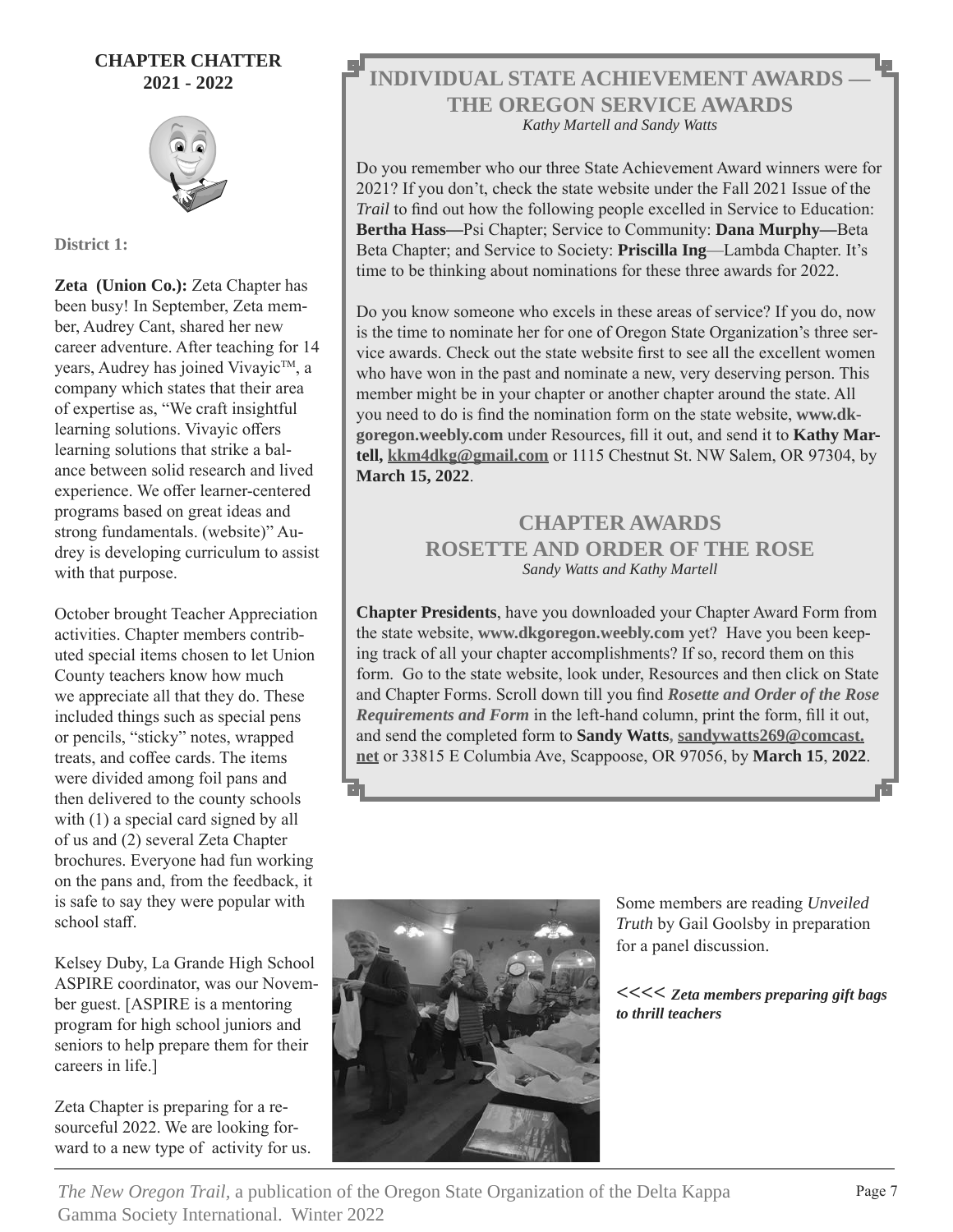## CHAPTER CHATTER
## 2021 - 2022

**District 1:**

**Zeta (Union Co.):** Zeta Chapter has been busy! In September, Zeta member, Audrey Cant, shared her new career adventure. After teaching for 14 years, Audrey has joined Vivayic™, a company which states that their area of expertise as, "We craft insightful learning solutions. Vivayic offers learning solutions that strike a balance between solid research and lived experience. We offer learner-centered programs based on great ideas and strong fundamentals. (website)" Audrey is developing curriculum to assist with that purpose.

October brought Teacher Appreciation activities. Chapter members contributed special items chosen to let Union County teachers know how much we appreciate all that they do. These included things such as special pens or pencils, "sticky" notes, wrapped treats, and coffee cards. The items were divided among foil pans and then delivered to the county schools with (1) a special card signed by all of us and (2) several Zeta Chapter brochures. Everyone had fun working on the pans and, from the feedback, it is safe to say they were popular with school staff.

Kelsey Duby, La Grande High School ASPIRE coordinator, was our November guest. [ASPIRE is a mentoring program for high school juniors and seniors to help prepare them for their careers in life.]

Zeta Chapter is preparing for a resourceful 2022. We are looking forward to a new type of activity for us.

## INDIVIDUAL STATE ACHIEVEMENT AWARDS — THE OREGON SERVICE AWARDS

*Kathy Martell and Sandy Watts*

Do you remember who our three State Achievement Award winners were for 2021? If you don't, check the state website under the Fall 2021 Issue of the *Trail* to find out how the following people excelled in Service to Education: **Bertha Hass—**Psi Chapter; Service to Community: **Dana Murphy—**Beta Beta Chapter; and Service to Society: **Priscilla Ing**—Lambda Chapter. It's time to be thinking about nominations for these three awards for 2022.

Do you know someone who excels in these areas of service? If you do, now is the time to nominate her for one of Oregon State Organization's three service awards. Check out the state website first to see all the excellent women who have won in the past and nominate a new, very deserving person. This member might be in your chapter or another chapter around the state. All you need to do is find the nomination form on the state website, **www.dkgoregon.weebly.com** under Resources, fill it out, and send it to **Kathy Martell, kkm4dkg@gmail.com** or 1115 Chestnut St. NW Salem, OR 97304, by **March 15, 2022**.

## CHAPTER AWARDS
## ROSETTE AND ORDER OF THE ROSE

*Sandy Watts and Kathy Martell*

**Chapter Presidents**, have you downloaded your Chapter Award Form from the state website, **www.dkgoregon.weebly.com** yet? Have you been keeping track of all your chapter accomplishments? If so, record them on this form. Go to the state website, look under, Resources and then click on State and Chapter Forms. Scroll down till you find ***Rosette and Order of the Rose Requirements and Form*** in the left-hand column, print the form, fill it out, and send the completed form to **Sandy Watts, sandywatts269@comcast.net** or 33815 E Columbia Ave, Scappoose, OR 97056, by **March 15**, **2022**.

Some members are reading *Unveiled Truth* by Gail Goolsby in preparation for a panel discussion.

*<<<< **Zeta members preparing gift bags to thrill teachers***

*The New Oregon Trail*, a publication of the Oregon State Organization of the Delta Kappa Gamma Society International. Winter 2022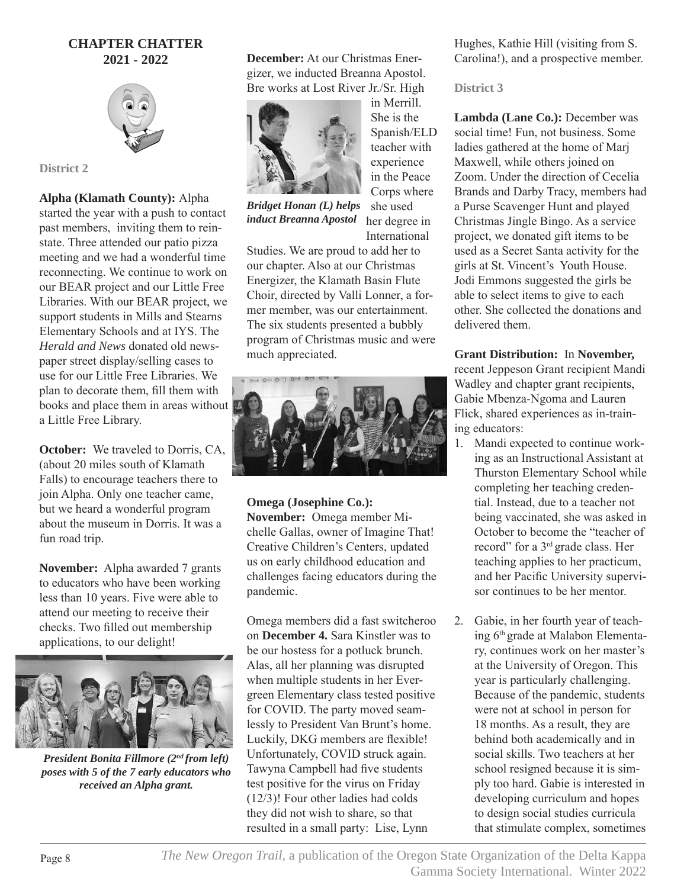# CHAPTER CHATTER
## 2021 - 2022

### District 2

**Alpha (Klamath County):** Alpha started the year with a push to contact past members, inviting them to reinstate. Three attended our patio pizza meeting and we had a wonderful time reconnecting. We continue to work on our BEAR project and our Little Free Libraries. With our BEAR project, we support students in Mills and Stearns Elementary Schools and at IYS. The *Herald and News* donated old newspaper street display/selling cases to use for our Little Free Libraries. We plan to decorate them, fill them with books and place them in areas without a Little Free Library.

**October:** We traveled to Dorris, CA, (about 20 miles south of Klamath Falls) to encourage teachers there to join Alpha. Only one teacher came, but we heard a wonderful program about the museum in Dorris. It was a fun road trip.

**November:** Alpha awarded 7 grants to educators who have been working less than 10 years. Five were able to attend our meeting to receive their checks. Two filled out membership applications, to our delight!

***President Bonita Fillmore (2nd from left) poses with 5 of the 7 early educators who received an Alpha grant.***

**December:** At our Christmas Energizer, we inducted Breanna Apostol. Bre works at Lost River Jr./Sr. High in Merrill. She is the Spanish/ELD teacher with experience in the Peace Corps where she used her degree in International Studies. We are proud to add her to our chapter. Also at our Christmas Energizer, the Klamath Basin Flute Choir, directed by Valli Lonner, a former member, was our entertainment. The six students presented a bubbly program of Christmas music and were much appreciated.

***Bridget Honan (L) helps induct Breanna Apostol***

**Omega (Josephine Co.):**
**November:** Omega member Michelle Gallas, owner of Imagine That! Creative Children's Centers, updated us on early childhood education and challenges facing educators during the pandemic.

Omega members did a fast switcheroo on **December 4.** Sara Kinstler was to be our hostess for a potluck brunch. Alas, all her planning was disrupted when multiple students in her Evergreen Elementary class tested positive for COVID. The party moved seamlessly to President Van Brunt's home. Luckily, DKG members are flexible! Unfortunately, COVID struck again. Tawyna Campbell had five students test positive for the virus on Friday (12/3)! Four other ladies had colds they did not wish to share, so that resulted in a small party: Lise, Lynn Hughes, Kathie Hill (visiting from S. Carolina!), and a prospective member.

### District 3

**Lambda (Lane Co.):** December was social time! Fun, not business. Some ladies gathered at the home of Marj Maxwell, while others joined on Zoom. Under the direction of Cecelia Brands and Darby Tracy, members had a Purse Scavenger Hunt and played Christmas Jingle Bingo. As a service project, we donated gift items to be used as a Secret Santa activity for the girls at St. Vincent's Youth House. Jodi Emmons suggested the girls be able to select items to give to each other. She collected the donations and delivered them.

**Grant Distribution:** In **November,** recent Jeppeson Grant recipient Mandi Wadley and chapter grant recipients, Gabie Mbenza-Ngoma and Lauren Flick, shared experiences as in-training educators:

1. Mandi expected to continue working as an Instructional Assistant at Thurston Elementary School while completing her teaching credential. Instead, due to a teacher not being vaccinated, she was asked in October to become the "teacher of record" for a 3rd grade class. Her teaching applies to her practicum, and her Pacific University supervisor continues to be her mentor.

2. Gabie, in her fourth year of teaching 6th grade at Malabon Elementary, continues work on her master's at the University of Oregon. This year is particularly challenging. Because of the pandemic, students were not at school in person for 18 months. As a result, they are behind both academically and in social skills. Two teachers at her school resigned because it is simply too hard. Gabie is interested in developing curriculum and hopes to design social studies curricula that stimulate complex, sometimes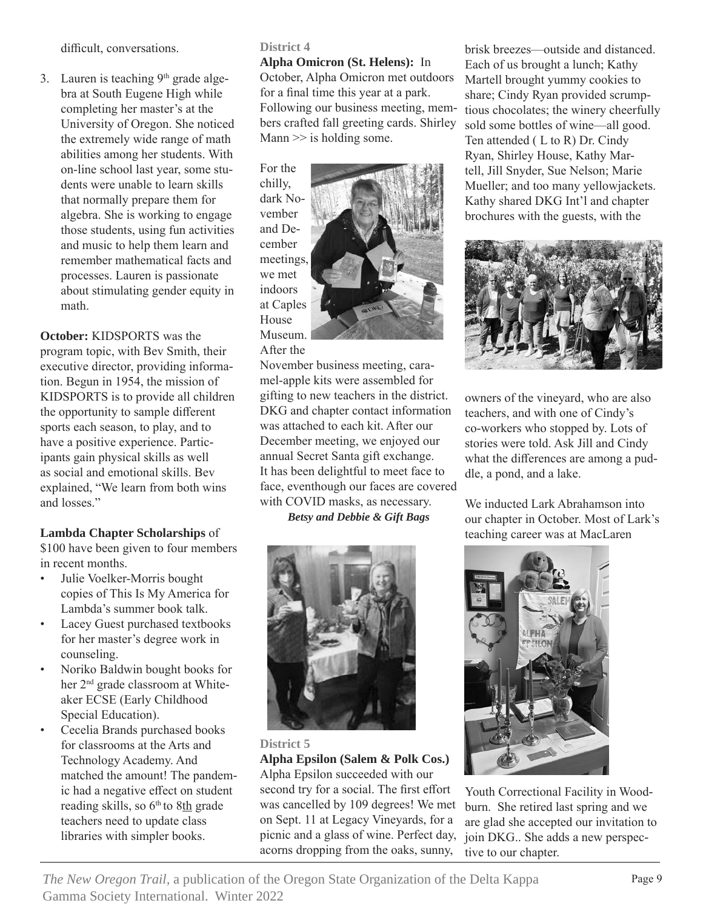difficult, conversations.

3. Lauren is teaching 9th grade algebra at South Eugene High while completing her master's at the University of Oregon. She noticed the extremely wide range of math abilities among her students. With on-line school last year, some students were unable to learn skills that normally prepare them for algebra. She is working to engage those students, using fun activities and music to help them learn and remember mathematical facts and processes. Lauren is passionate about stimulating gender equity in math.

**October:** KIDSPORTS was the program topic, with Bev Smith, their executive director, providing information. Begun in 1954, the mission of KIDSPORTS is to provide all children the opportunity to sample different sports each season, to play, and to have a positive experience. Participants gain physical skills as well as social and emotional skills. Bev explained, "We learn from both wins and losses."

**Lambda Chapter Scholarships** of $100 have been given to four members in recent months.

- Julie Voelker-Morris bought copies of This Is My America for Lambda's summer book talk.
- Lacey Guest purchased textbooks for her master's degree work in counseling.
- Noriko Baldwin bought books for her 2nd grade classroom at Whiteaker ECSE (Early Childhood Special Education).
- Cecelia Brands purchased books for classrooms at the Arts and Technology Academy. And matched the amount! The pandemic had a negative effect on student reading skills, so 6th to 8th grade teachers need to update class libraries with simpler books.

### District 4

**Alpha Omicron (St. Helens):** In October, Alpha Omicron met outdoors for a final time this year at a park. Following our business meeting, members crafted fall greeting cards. Shirley Mann >> is holding some.

For the chilly, dark November and December meetings, we met indoors at Caples House Museum. After the November business meeting, caramel-apple kits were assembled for gifting to new teachers in the district. DKG and chapter contact information was attached to each kit. After our December meeting, we enjoyed our annual Secret Santa gift exchange. It has been delightful to meet face to face, eventhough our faces are covered with COVID masks, as necessary.

*Betsy and Debbie & Gift Bags*

### District 5

**Alpha Epsilon (Salem & Polk Cos.)** Alpha Epsilon succeeded with our second try for a social. The first effort was cancelled by 109 degrees! We met on Sept. 11 at Legacy Vineyards, for a picnic and a glass of wine. Perfect day, acorns dropping from the oaks, sunny, brisk breezes—outside and distanced. Each of us brought a lunch; Kathy Martell brought yummy cookies to share; Cindy Ryan provided scrumptious chocolates; the winery cheerfully sold some bottles of wine—all good. Ten attended ( L to R) Dr. Cindy Ryan, Shirley House, Kathy Martell, Jill Snyder, Sue Nelson; Marie Mueller; and too many yellowjackets. Kathy shared DKG Int'l and chapter brochures with the guests, with the owners of the vineyard, who are also teachers, and with one of Cindy's co-workers who stopped by. Lots of stories were told. Ask Jill and Cindy what the differences are among a puddle, a pond, and a lake.

We inducted Lark Abrahamson into our chapter in October. Most of Lark's teaching career was at MacLaren Youth Correctional Facility in Woodburn. She retired last spring and we are glad she accepted our invitation to join DKG.. She adds a new perspective to our chapter.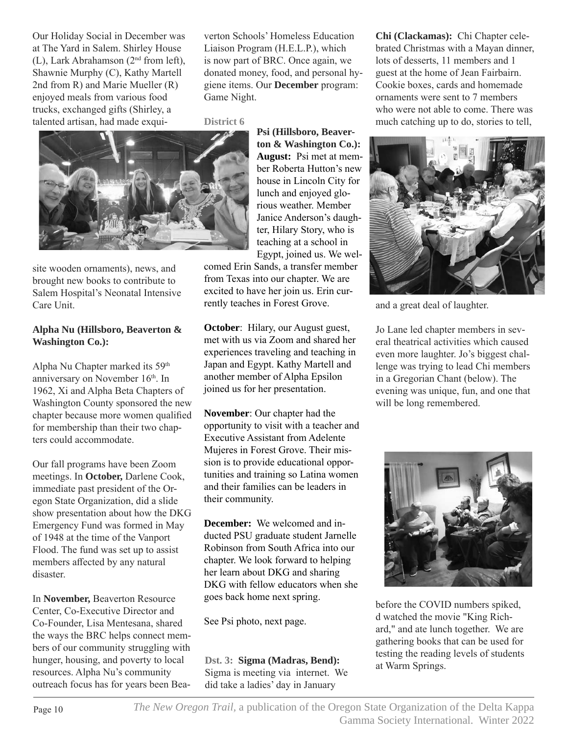Our Holiday Social in December was at The Yard in Salem. Shirley House (L), Lark Abrahamson (2nd from left), Shawnie Murphy (C), Kathy Martell 2nd from R) and Marie Mueller (R) enjoyed meals from various food trucks, exchanged gifts (Shirley, a talented artisan, had made exquisite wooden ornaments), news, and brought new books to contribute to Salem Hospital's Neonatal Intensive Care Unit.

**Alpha Nu (Hillsboro, Beaverton & Washington Co.):**

Alpha Nu Chapter marked its 59th anniversary on November 16th. In 1962, Xi and Alpha Beta Chapters of Washington County sponsored the new chapter because more women qualified for membership than their two chapters could accommodate.

Our fall programs have been Zoom meetings. In **October,** Darlene Cook, immediate past president of the Oregon State Organization, did a slide show presentation about how the DKG Emergency Fund was formed in May of 1948 at the time of the Vanport Flood. The fund was set up to assist members affected by any natural disaster.

In **November,** Beaverton Resource Center, Co-Executive Director and Co-Founder, Lisa Mentesana, shared the ways the BRC helps connect members of our community struggling with hunger, housing, and poverty to local resources. Alpha Nu's community outreach focus has for years been Beaverton Schools' Homeless Education Liaison Program (H.E.L.P.), which is now part of BRC. Once again, we donated money, food, and personal hygiene items. Our **December** program: Game Night.

**District 6**

**Psi (Hillsboro, Beaverton & Washington Co.):**
**August:** Psi met at member Roberta Hutton's new house in Lincoln City for lunch and enjoyed glorious weather. Member Janice Anderson's daughter, Hilary Story, who is teaching at a school in Egypt, joined us. We welcomed Erin Sands, a transfer member from Texas into our chapter. We are excited to have her join us. Erin currently teaches in Forest Grove.

**October**: Hilary, our August guest, met with us via Zoom and shared her experiences traveling and teaching in Japan and Egypt. Kathy Martell and another member of Alpha Epsilon joined us for her presentation.

**November**: Our chapter had the opportunity to visit with a teacher and Executive Assistant from Adelente Mujeres in Forest Grove. Their mission is to provide educational opportunities and training so Latina women and their families can be leaders in their community.

**December:** We welcomed and inducted PSU graduate student Jarnelle Robinson from South Africa into our chapter. We look forward to helping her learn about DKG and sharing DKG with fellow educators when she goes back home next spring.

See Psi photo, next page.

**Dst. 3: Sigma (Madras, Bend):** Sigma is meeting via internet. We did take a ladies' day in January before the COVID numbers spiked, d watched the movie "King Richard," and ate lunch together. We are gathering books that can be used for testing the reading levels of students at Warm Springs.

**Chi (Clackamas):** Chi Chapter celebrated Christmas with a Mayan dinner, lots of desserts, 11 members and 1 guest at the home of Jean Fairbairn. Cookie boxes, cards and homemade ornaments were sent to 7 members who were not able to come. There was much catching up to do, stories to tell, and a great deal of laughter.

Jo Lane led chapter members in several theatrical activities which caused even more laughter. Jo's biggest challenge was trying to lead Chi members in a Gregorian Chant (below). The evening was unique, fun, and one that will be long remembered.

*The New Oregon Trail,* a publication of the Oregon State Organization of the Delta Kappa Gamma Society International. Winter 2022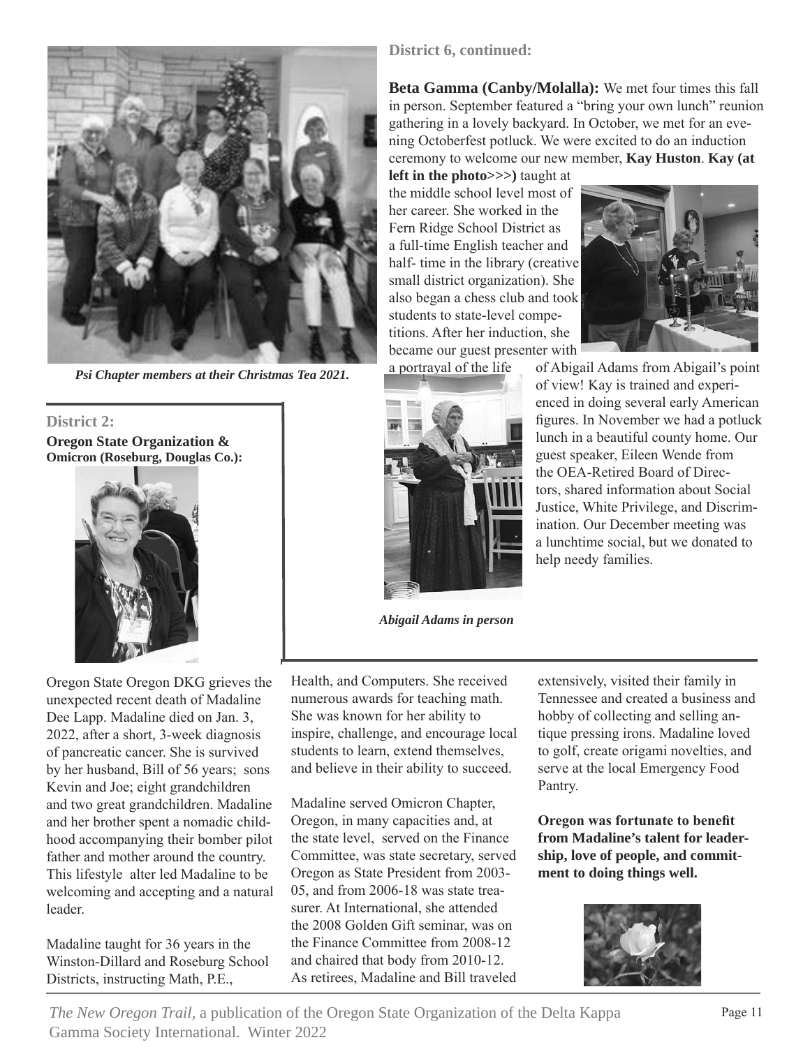*Psi Chapter members at their Christmas Tea 2021.*

**District 6, continued:**

**Beta Gamma (Canby/Molalla):** We met four times this fall in person. September featured a "bring your own lunch" reunion gathering in a lovely backyard. In October, we met for an evening Octoberfest potluck. We were excited to do an induction ceremony to welcome our new member, **Kay Huston**. **Kay (at left in the photo>>>)** taught at the middle school level most of her career. She worked in the Fern Ridge School District as a full-time English teacher and half- time in the library (creative small district organization). She also began a chess club and took students to state-level competitions. After her induction, she became our guest presenter with a portrayal of the life of Abigail Adams from Abigail's point of view! Kay is trained and experienced in doing several early American figures. In November we had a potluck lunch in a beautiful county home. Our guest speaker, Eileen Wende from the OEA-Retired Board of Directors, shared information about Social Justice, White Privilege, and Discrimination. Our December meeting was a lunchtime social, but we donated to help needy families.

*Abigail Adams in person*

**District 2:**

**Oregon State Organization & Omicron (Roseburg, Douglas Co.):**

Oregon State Oregon DKG grieves the unexpected recent death of Madaline Dee Lapp. Madaline died on Jan. 3, 2022, after a short, 3-week diagnosis of pancreatic cancer. She is survived by her husband, Bill of 56 years; sons Kevin and Joe; eight grandchildren and two great grandchildren. Madaline and her brother spent a nomadic childhood accompanying their bomber pilot father and mother around the country. This lifestyle alter led Madaline to be welcoming and accepting and a natural leader.

Madaline taught for 36 years in the Winston-Dillard and Roseburg School Districts, instructing Math, P.E., Health, and Computers. She received numerous awards for teaching math. She was known for her ability to inspire, challenge, and encourage local students to learn, extend themselves, and believe in their ability to succeed.

Madaline served Omicron Chapter, Oregon, in many capacities and, at the state level, served on the Finance Committee, was state secretary, served Oregon as State President from 2003-05, and from 2006-18 was state treasurer. At International, she attended the 2008 Golden Gift seminar, was on the Finance Committee from 2008-12 and chaired that body from 2010-12. As retirees, Madaline and Bill traveled extensively, visited their family in Tennessee and created a business and hobby of collecting and selling antique pressing irons. Madaline loved to golf, create origami novelties, and serve at the local Emergency Food Pantry.

**Oregon was fortunate to benefit from Madaline's talent for leadership, love of people, and commitment to doing things well.**

*The New Oregon Trail*, a publication of the Oregon State Organization of the Delta Kappa Gamma Society International. Winter 2022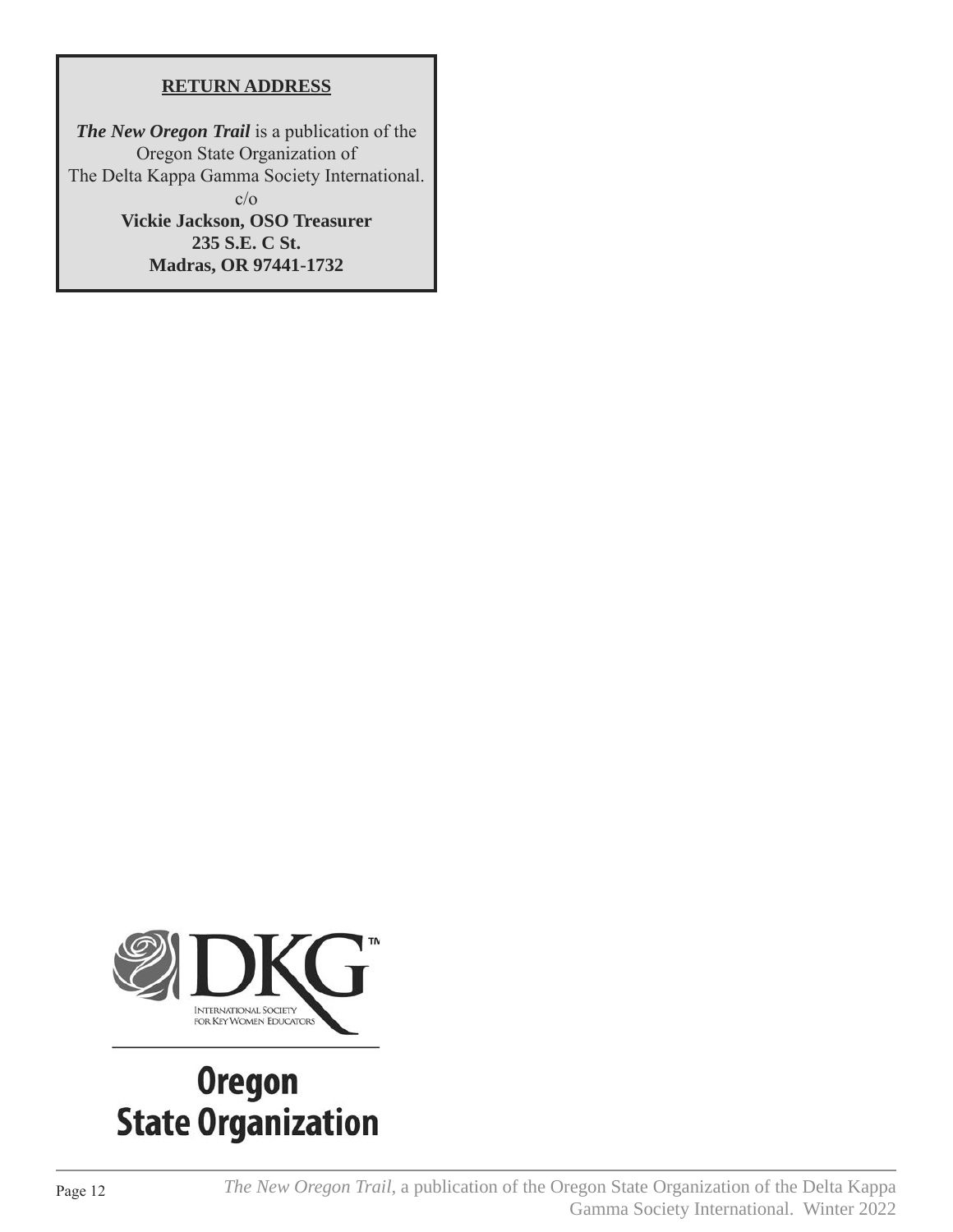**RETURN ADDRESS**

***The New Oregon Trail*** is a publication of the Oregon State Organization of The Delta Kappa Gamma Society International.
c/o
**Vickie Jackson, OSO Treasurer**
**235 S.E. C St.**
**Madras, OR 97441-1732**

DKG™
INTERNATIONAL SOCIETY FOR KEY WOMEN EDUCATORS

**Oregon State Organization**